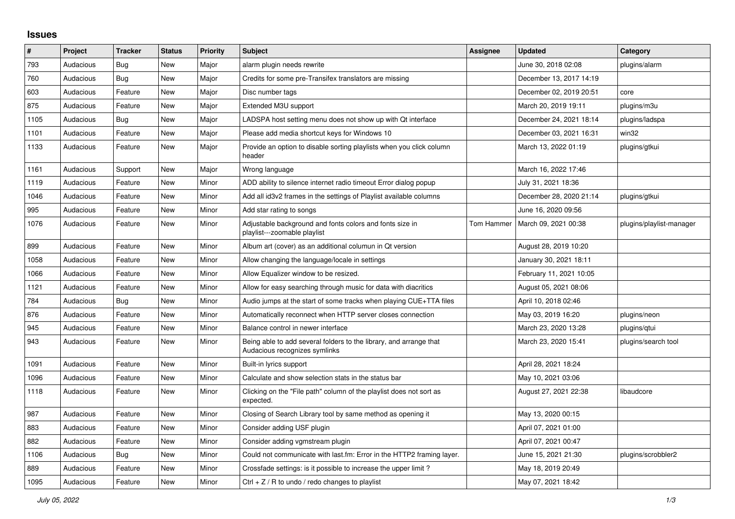## Issues

| # | Project | Tracker | Status | Priority | Subject | Assignee | Updated | Category |
|---|---|---|---|---|---|---|---|---|
| 793 | Audacious | Bug | New | Major | alarm plugin needs rewrite | | June 30, 2018 02:08 | plugins/alarm |
| 760 | Audacious | Bug | New | Major | Credits for some pre-Transifex translators are missing | | December 13, 2017 14:19 | |
| 603 | Audacious | Feature | New | Major | Disc number tags | | December 02, 2019 20:51 | core |
| 875 | Audacious | Feature | New | Major | Extended M3U support | | March 20, 2019 19:11 | plugins/m3u |
| 1105 | Audacious | Bug | New | Major | LADSPA host setting menu does not show up with Qt interface | | December 24, 2021 18:14 | plugins/ladspa |
| 1101 | Audacious | Feature | New | Major | Please add media shortcut keys for Windows 10 | | December 03, 2021 16:31 | win32 |
| 1133 | Audacious | Feature | New | Major | Provide an option to disable sorting playlists when you click column header | | March 13, 2022 01:19 | plugins/gtkui |
| 1161 | Audacious | Support | New | Major | Wrong language | | March 16, 2022 17:46 | |
| 1119 | Audacious | Feature | New | Minor | ADD ability to silence internet radio timeout Error dialog popup | | July 31, 2021 18:36 | |
| 1046 | Audacious | Feature | New | Minor | Add all id3v2 frames in the settings of Playlist available columns | | December 28, 2020 21:14 | plugins/gtkui |
| 995 | Audacious | Feature | New | Minor | Add star rating to songs | | June 16, 2020 09:56 | |
| 1076 | Audacious | Feature | New | Minor | Adjustable background and fonts colors and fonts size in playlist---zoomable playlist | Tom Hammer | March 09, 2021 00:38 | plugins/playlist-manager |
| 899 | Audacious | Feature | New | Minor | Album art (cover) as an additional columun in Qt version | | August 28, 2019 10:20 | |
| 1058 | Audacious | Feature | New | Minor | Allow changing the language/locale in settings | | January 30, 2021 18:11 | |
| 1066 | Audacious | Feature | New | Minor | Allow Equalizer window to be resized. | | February 11, 2021 10:05 | |
| 1121 | Audacious | Feature | New | Minor | Allow for easy searching through music for data with diacritics | | August 05, 2021 08:06 | |
| 784 | Audacious | Bug | New | Minor | Audio jumps at the start of some tracks when playing CUE+TTA files | | April 10, 2018 02:46 | |
| 876 | Audacious | Feature | New | Minor | Automatically reconnect when HTTP server closes connection | | May 03, 2019 16:20 | plugins/neon |
| 945 | Audacious | Feature | New | Minor | Balance control in newer interface | | March 23, 2020 13:28 | plugins/qtui |
| 943 | Audacious | Feature | New | Minor | Being able to add several folders to the library, and arrange that Audacious recognizes symlinks | | March 23, 2020 15:41 | plugins/search tool |
| 1091 | Audacious | Feature | New | Minor | Built-in lyrics support | | April 28, 2021 18:24 | |
| 1096 | Audacious | Feature | New | Minor | Calculate and show selection stats in the status bar | | May 10, 2021 03:06 | |
| 1118 | Audacious | Feature | New | Minor | Clicking on the "File path" column of the playlist does not sort as expected. | | August 27, 2021 22:38 | libaudcore |
| 987 | Audacious | Feature | New | Minor | Closing of Search Library tool by same method as opening it | | May 13, 2020 00:15 | |
| 883 | Audacious | Feature | New | Minor | Consider adding USF plugin | | April 07, 2021 01:00 | |
| 882 | Audacious | Feature | New | Minor | Consider adding vgmstream plugin | | April 07, 2021 00:47 | |
| 1106 | Audacious | Bug | New | Minor | Could not communicate with last.fm: Error in the HTTP2 framing layer. | | June 15, 2021 21:30 | plugins/scrobbler2 |
| 889 | Audacious | Feature | New | Minor | Crossfade settings: is it possible to increase the upper limit ? | | May 18, 2019 20:49 | |
| 1095 | Audacious | Feature | New | Minor | Ctrl + Z / R to undo / redo changes to playlist | | May 07, 2021 18:42 | |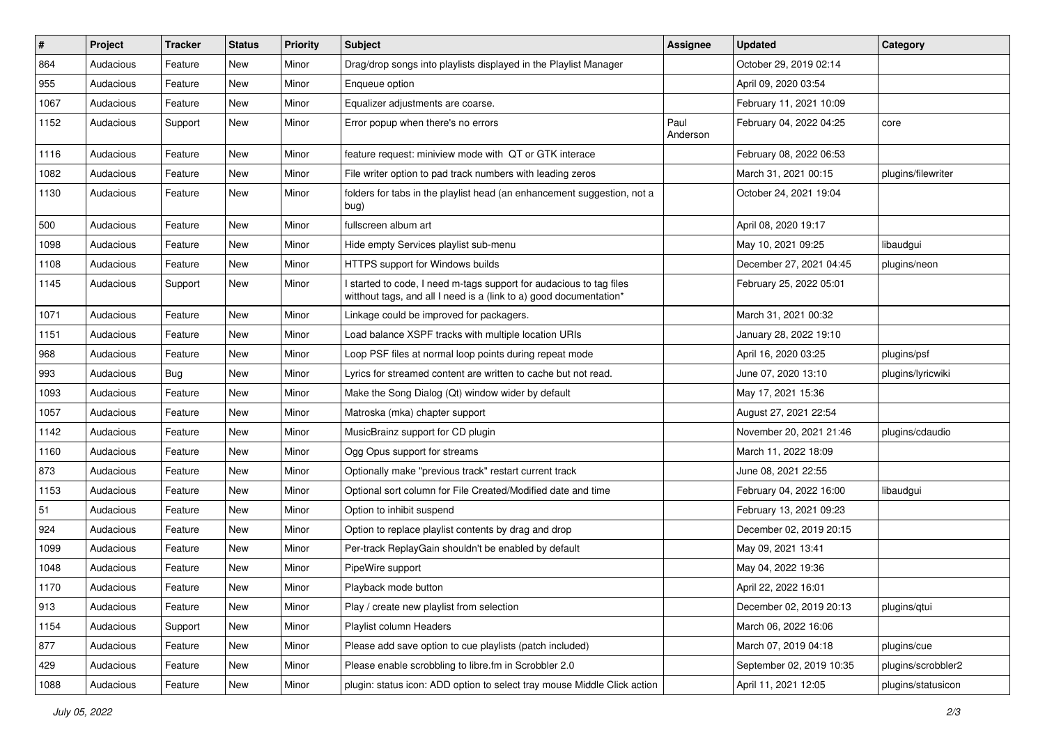| # | Project | Tracker | Status | Priority | Subject | Assignee | Updated | Category |
|---|---|---|---|---|---|---|---|---|
| 864 | Audacious | Feature | New | Minor | Drag/drop songs into playlists displayed in the Playlist Manager | | October 29, 2019 02:14 | |
| 955 | Audacious | Feature | New | Minor | Enqueue option | | April 09, 2020 03:54 | |
| 1067 | Audacious | Feature | New | Minor | Equalizer adjustments are coarse. | | February 11, 2021 10:09 | |
| 1152 | Audacious | Support | New | Minor | Error popup when there's no errors | Paul Anderson | February 04, 2022 04:25 | core |
| 1116 | Audacious | Feature | New | Minor | feature request: miniview mode with QT or GTK interace | | February 08, 2022 06:53 | |
| 1082 | Audacious | Feature | New | Minor | File writer option to pad track numbers with leading zeros | | March 31, 2021 00:15 | plugins/filewriter |
| 1130 | Audacious | Feature | New | Minor | folders for tabs in the playlist head (an enhancement suggestion, not a bug) | | October 24, 2021 19:04 | |
| 500 | Audacious | Feature | New | Minor | fullscreen album art | | April 08, 2020 19:17 | |
| 1098 | Audacious | Feature | New | Minor | Hide empty Services playlist sub-menu | | May 10, 2021 09:25 | libaudgui |
| 1108 | Audacious | Feature | New | Minor | HTTPS support for Windows builds | | December 27, 2021 04:45 | plugins/neon |
| 1145 | Audacious | Support | New | Minor | I started to code, I need m-tags support for audacious to tag files witthout tags, and all I need is a (link to a) good documentation* | | February 25, 2022 05:01 | |
| 1071 | Audacious | Feature | New | Minor | Linkage could be improved for packagers. | | March 31, 2021 00:32 | |
| 1151 | Audacious | Feature | New | Minor | Load balance XSPF tracks with multiple location URIs | | January 28, 2022 19:10 | |
| 968 | Audacious | Feature | New | Minor | Loop PSF files at normal loop points during repeat mode | | April 16, 2020 03:25 | plugins/psf |
| 993 | Audacious | Bug | New | Minor | Lyrics for streamed content are written to cache but not read. | | June 07, 2020 13:10 | plugins/lyricwiki |
| 1093 | Audacious | Feature | New | Minor | Make the Song Dialog (Qt) window wider by default | | May 17, 2021 15:36 | |
| 1057 | Audacious | Feature | New | Minor | Matroska (mka) chapter support | | August 27, 2021 22:54 | |
| 1142 | Audacious | Feature | New | Minor | MusicBrainz support for CD plugin | | November 20, 2021 21:46 | plugins/cdaudio |
| 1160 | Audacious | Feature | New | Minor | Ogg Opus support for streams | | March 11, 2022 18:09 | |
| 873 | Audacious | Feature | New | Minor | Optionally make "previous track" restart current track | | June 08, 2021 22:55 | |
| 1153 | Audacious | Feature | New | Minor | Optional sort column for File Created/Modified date and time | | February 04, 2022 16:00 | libaudgui |
| 51 | Audacious | Feature | New | Minor | Option to inhibit suspend | | February 13, 2021 09:23 | |
| 924 | Audacious | Feature | New | Minor | Option to replace playlist contents by drag and drop | | December 02, 2019 20:15 | |
| 1099 | Audacious | Feature | New | Minor | Per-track ReplayGain shouldn't be enabled by default | | May 09, 2021 13:41 | |
| 1048 | Audacious | Feature | New | Minor | PipeWire support | | May 04, 2022 19:36 | |
| 1170 | Audacious | Feature | New | Minor | Playback mode button | | April 22, 2022 16:01 | |
| 913 | Audacious | Feature | New | Minor | Play / create new playlist from selection | | December 02, 2019 20:13 | plugins/qtui |
| 1154 | Audacious | Support | New | Minor | Playlist column Headers | | March 06, 2022 16:06 | |
| 877 | Audacious | Feature | New | Minor | Please add save option to cue playlists (patch included) | | March 07, 2019 04:18 | plugins/cue |
| 429 | Audacious | Feature | New | Minor | Please enable scrobbling to libre.fm in Scrobbler 2.0 | | September 02, 2019 10:35 | plugins/scrobbler2 |
| 1088 | Audacious | Feature | New | Minor | plugin: status icon: ADD option to select tray mouse Middle Click action | | April 11, 2021 12:05 | plugins/statusicon |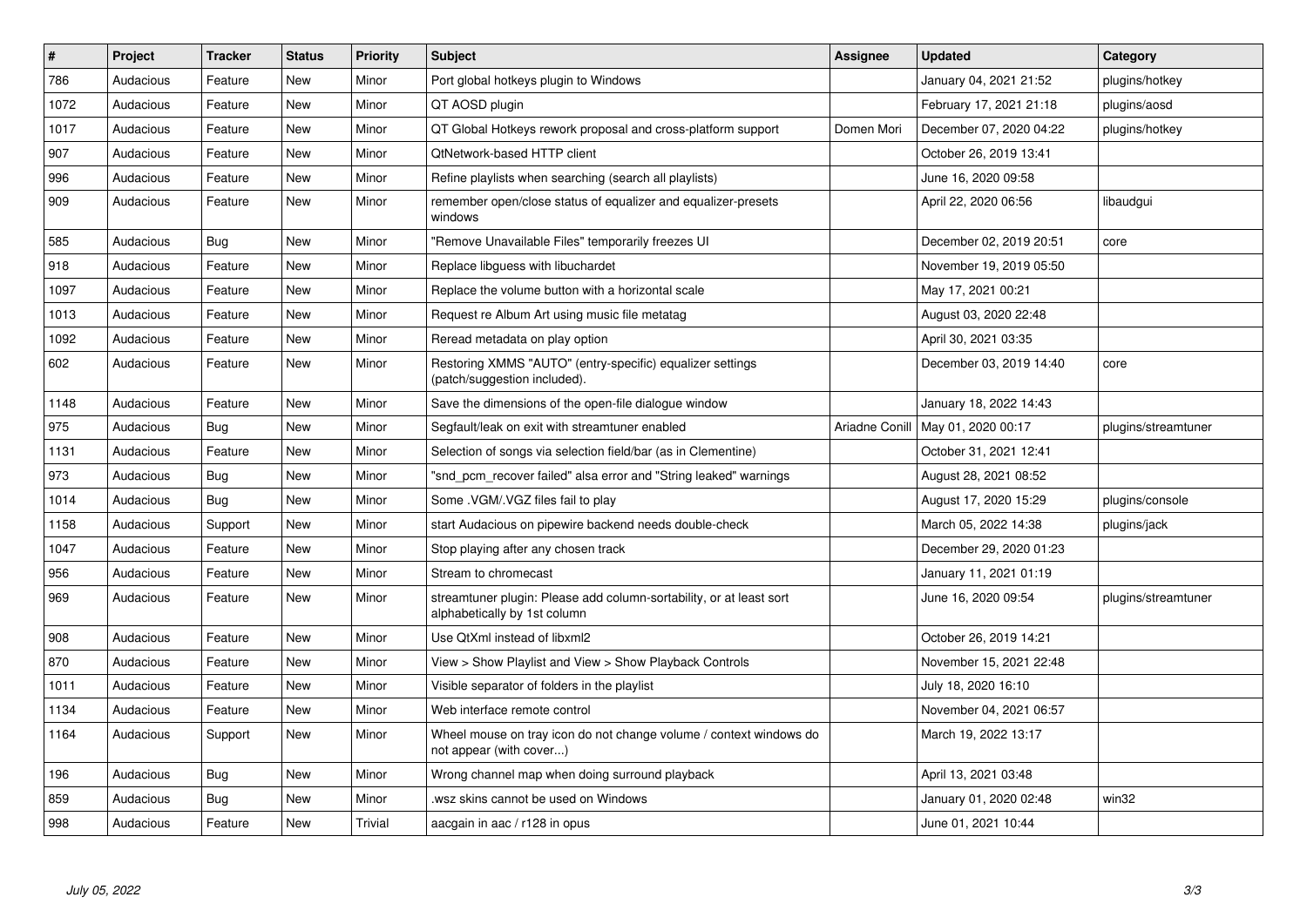| # | Project | Tracker | Status | Priority | Subject | Assignee | Updated | Category |
|---|---|---|---|---|---|---|---|---|
| 786 | Audacious | Feature | New | Minor | Port global hotkeys plugin to Windows | | January 04, 2021 21:52 | plugins/hotkey |
| 1072 | Audacious | Feature | New | Minor | QT AOSD plugin | | February 17, 2021 21:18 | plugins/aosd |
| 1017 | Audacious | Feature | New | Minor | QT Global Hotkeys rework proposal and cross-platform support | Domen Mori | December 07, 2020 04:22 | plugins/hotkey |
| 907 | Audacious | Feature | New | Minor | QtNetwork-based HTTP client | | October 26, 2019 13:41 | |
| 996 | Audacious | Feature | New | Minor | Refine playlists when searching (search all playlists) | | June 16, 2020 09:58 | |
| 909 | Audacious | Feature | New | Minor | remember open/close status of equalizer and equalizer-presets windows | | April 22, 2020 06:56 | libaudgui |
| 585 | Audacious | Bug | New | Minor | "Remove Unavailable Files" temporarily freezes UI | | December 02, 2019 20:51 | core |
| 918 | Audacious | Feature | New | Minor | Replace libguess with libuchardet | | November 19, 2019 05:50 | |
| 1097 | Audacious | Feature | New | Minor | Replace the volume button with a horizontal scale | | May 17, 2021 00:21 | |
| 1013 | Audacious | Feature | New | Minor | Request re Album Art using music file metatag | | August 03, 2020 22:48 | |
| 1092 | Audacious | Feature | New | Minor | Reread metadata on play option | | April 30, 2021 03:35 | |
| 602 | Audacious | Feature | New | Minor | Restoring XMMS "AUTO" (entry-specific) equalizer settings (patch/suggestion included). | | December 03, 2019 14:40 | core |
| 1148 | Audacious | Feature | New | Minor | Save the dimensions of the open-file dialogue window | | January 18, 2022 14:43 | |
| 975 | Audacious | Bug | New | Minor | Segfault/leak on exit with streamtuner enabled | Ariadne Conill | May 01, 2020 00:17 | plugins/streamtuner |
| 1131 | Audacious | Feature | New | Minor | Selection of songs via selection field/bar (as in Clementine) | | October 31, 2021 12:41 | |
| 973 | Audacious | Bug | New | Minor | "snd_pcm_recover failed" alsa error and "String leaked" warnings | | August 28, 2021 08:52 | |
| 1014 | Audacious | Bug | New | Minor | Some .VGM/.VGZ files fail to play | | August 17, 2020 15:29 | plugins/console |
| 1158 | Audacious | Support | New | Minor | start Audacious on pipewire backend needs double-check | | March 05, 2022 14:38 | plugins/jack |
| 1047 | Audacious | Feature | New | Minor | Stop playing after any chosen track | | December 29, 2020 01:23 | |
| 956 | Audacious | Feature | New | Minor | Stream to chromecast | | January 11, 2021 01:19 | |
| 969 | Audacious | Feature | New | Minor | streamtuner plugin: Please add column-sortability, or at least sort alphabetically by 1st column | | June 16, 2020 09:54 | plugins/streamtuner |
| 908 | Audacious | Feature | New | Minor | Use QtXml instead of libxml2 | | October 26, 2019 14:21 | |
| 870 | Audacious | Feature | New | Minor | View > Show Playlist and View > Show Playback Controls | | November 15, 2021 22:48 | |
| 1011 | Audacious | Feature | New | Minor | Visible separator of folders in the playlist | | July 18, 2020 16:10 | |
| 1134 | Audacious | Feature | New | Minor | Web interface remote control | | November 04, 2021 06:57 | |
| 1164 | Audacious | Support | New | Minor | Wheel mouse on tray icon do not change volume / context windows do not appear (with cover...) | | March 19, 2022 13:17 | |
| 196 | Audacious | Bug | New | Minor | Wrong channel map when doing surround playback | | April 13, 2021 03:48 | |
| 859 | Audacious | Bug | New | Minor | .wsz skins cannot be used on Windows | | January 01, 2020 02:48 | win32 |
| 998 | Audacious | Feature | New | Trivial | aacgain in aac / r128 in opus | | June 01, 2021 10:44 | |